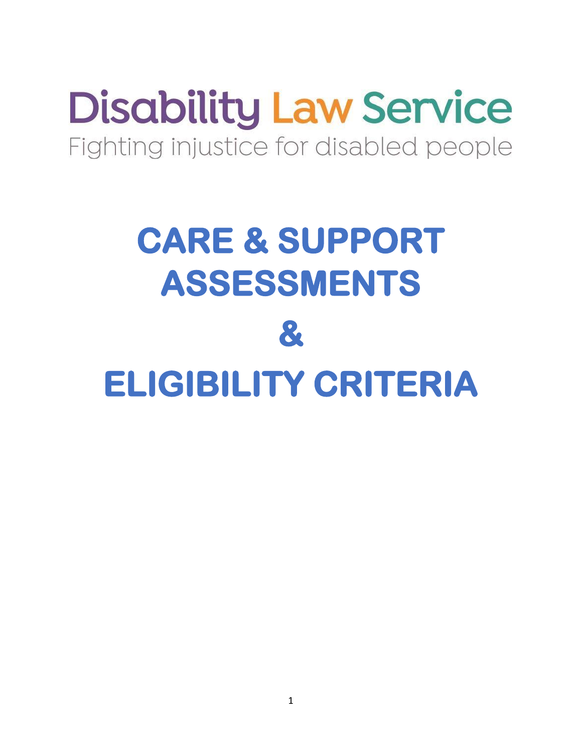Disability Law Service

Fighting injustice for disabled people

# CARE & SUPPORT ASSESSMENTS

# &

# ELIGIBILITY CRITERIA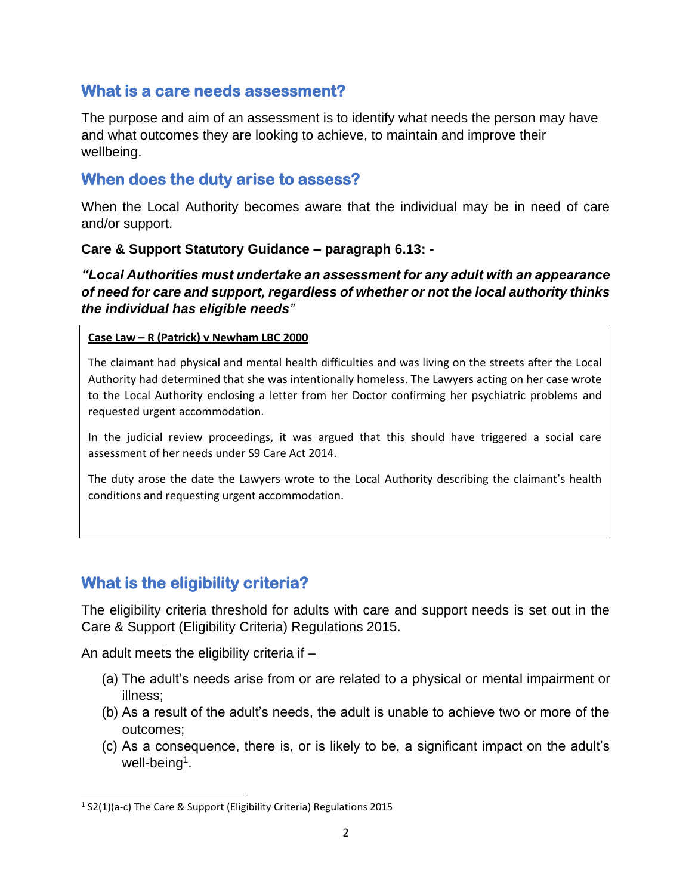## What is a care needs assessment?

The purpose and aim of an assessment is to identify what needs the person may have and what outcomes they are looking to achieve, to maintain and improve their wellbeing.

## When does the duty arise to assess?

When the Local Authority becomes aware that the individual may be in need of care and/or support.

**Care & Support Statutory Guidance – paragraph 6.13: -**

***"Local Authorities must undertake an assessment for any adult with an appearance of need for care and support, regardless of whether or not the local authority thinks the individual has eligible needs"***

> **Case Law – R (Patrick) v Newham LBC 2000**
>
> The claimant had physical and mental health difficulties and was living on the streets after the Local Authority had determined that she was intentionally homeless. The Lawyers acting on her case wrote to the Local Authority enclosing a letter from her Doctor confirming her psychiatric problems and requested urgent accommodation.
>
> In the judicial review proceedings, it was argued that this should have triggered a social care assessment of her needs under S9 Care Act 2014.
>
> The duty arose the date the Lawyers wrote to the Local Authority describing the claimant's health conditions and requesting urgent accommodation.

## What is the eligibility criteria?

The eligibility criteria threshold for adults with care and support needs is set out in the Care & Support (Eligibility Criteria) Regulations 2015.

An adult meets the eligibility criteria if –

(a) The adult's needs arise from or are related to a physical or mental impairment or illness;
(b) As a result of the adult's needs, the adult is unable to achieve two or more of the outcomes;
(c) As a consequence, there is, or is likely to be, a significant impact on the adult's well-being[1].

[1] S2(1)(a-c) The Care & Support (Eligibility Criteria) Regulations 2015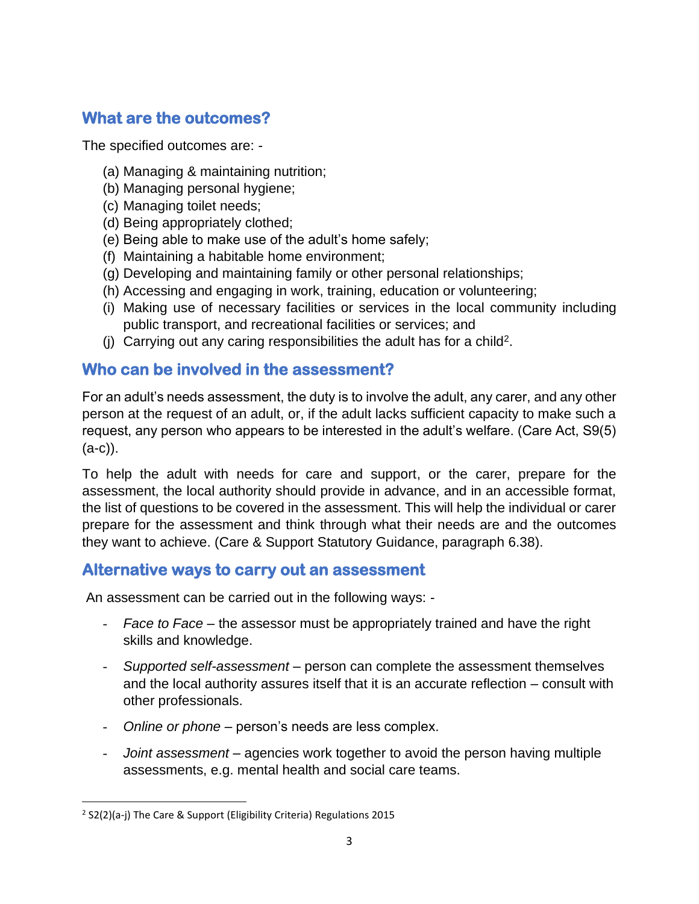## What are the outcomes?

The specified outcomes are: -

(a) Managing & maintaining nutrition;
(b) Managing personal hygiene;
(c) Managing toilet needs;
(d) Being appropriately clothed;
(e) Being able to make use of the adult's home safely;
(f) Maintaining a habitable home environment;
(g) Developing and maintaining family or other personal relationships;
(h) Accessing and engaging in work, training, education or volunteering;
(i) Making use of necessary facilities or services in the local community including public transport, and recreational facilities or services; and
(j) Carrying out any caring responsibilities the adult has for a child[2].

## Who can be involved in the assessment?

For an adult's needs assessment, the duty is to involve the adult, any carer, and any other person at the request of an adult, or, if the adult lacks sufficient capacity to make such a request, any person who appears to be interested in the adult's welfare. (Care Act, S9(5)(a-c)).

To help the adult with needs for care and support, or the carer, prepare for the assessment, the local authority should provide in advance, and in an accessible format, the list of questions to be covered in the assessment. This will help the individual or carer prepare for the assessment and think through what their needs are and the outcomes they want to achieve. (Care & Support Statutory Guidance, paragraph 6.38).

## Alternative ways to carry out an assessment

An assessment can be carried out in the following ways: -

- *Face to Face* – the assessor must be appropriately trained and have the right skills and knowledge.
- *Supported self-assessment* – person can complete the assessment themselves and the local authority assures itself that it is an accurate reflection – consult with other professionals.
- *Online or phone* – person's needs are less complex.
- *Joint assessment* – agencies work together to avoid the person having multiple assessments, e.g. mental health and social care teams.

[2] S2(2)(a-j) The Care & Support (Eligibility Criteria) Regulations 2015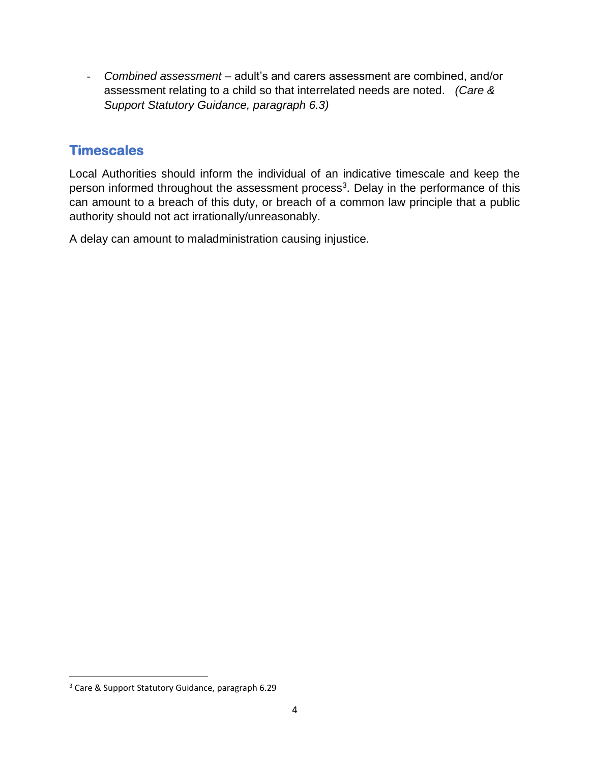- *Combined assessment* – adult's and carers assessment are combined, and/or assessment relating to a child so that interrelated needs are noted. *(Care & Support Statutory Guidance, paragraph 6.3)*

## Timescales

Local Authorities should inform the individual of an indicative timescale and keep the person informed throughout the assessment process[3]. Delay in the performance of this can amount to a breach of this duty, or breach of a common law principle that a public authority should not act irrationally/unreasonably.

A delay can amount to maladministration causing injustice.

[3] Care & Support Statutory Guidance, paragraph 6.29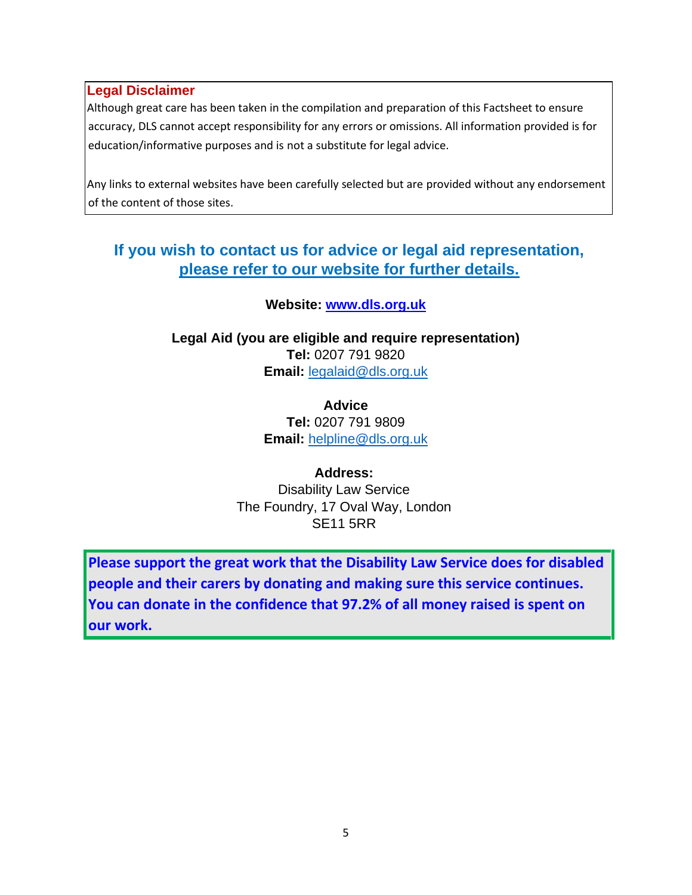**Legal Disclaimer**

Although great care has been taken in the compilation and preparation of this Factsheet to ensure accuracy, DLS cannot accept responsibility for any errors or omissions. All information provided is for education/informative purposes and is not a substitute for legal advice.

Any links to external websites have been carefully selected but are provided without any endorsement of the content of those sites.

## If you wish to contact us for advice or legal aid representation, please refer to our website for further details.

**Website:** www.dls.org.uk

**Legal Aid (you are eligible and require representation)**
**Tel:** 0207 791 9820
**Email:** legalaid@dls.org.uk

**Advice**
**Tel:** 0207 791 9809
**Email:** helpline@dls.org.uk

**Address:**
Disability Law Service
The Foundry, 17 Oval Way, London
SE11 5RR

**Please support the great work that the Disability Law Service does for disabled people and their carers by donating and making sure this service continues. You can donate in the confidence that 97.2% of all money raised is spent on our work.**